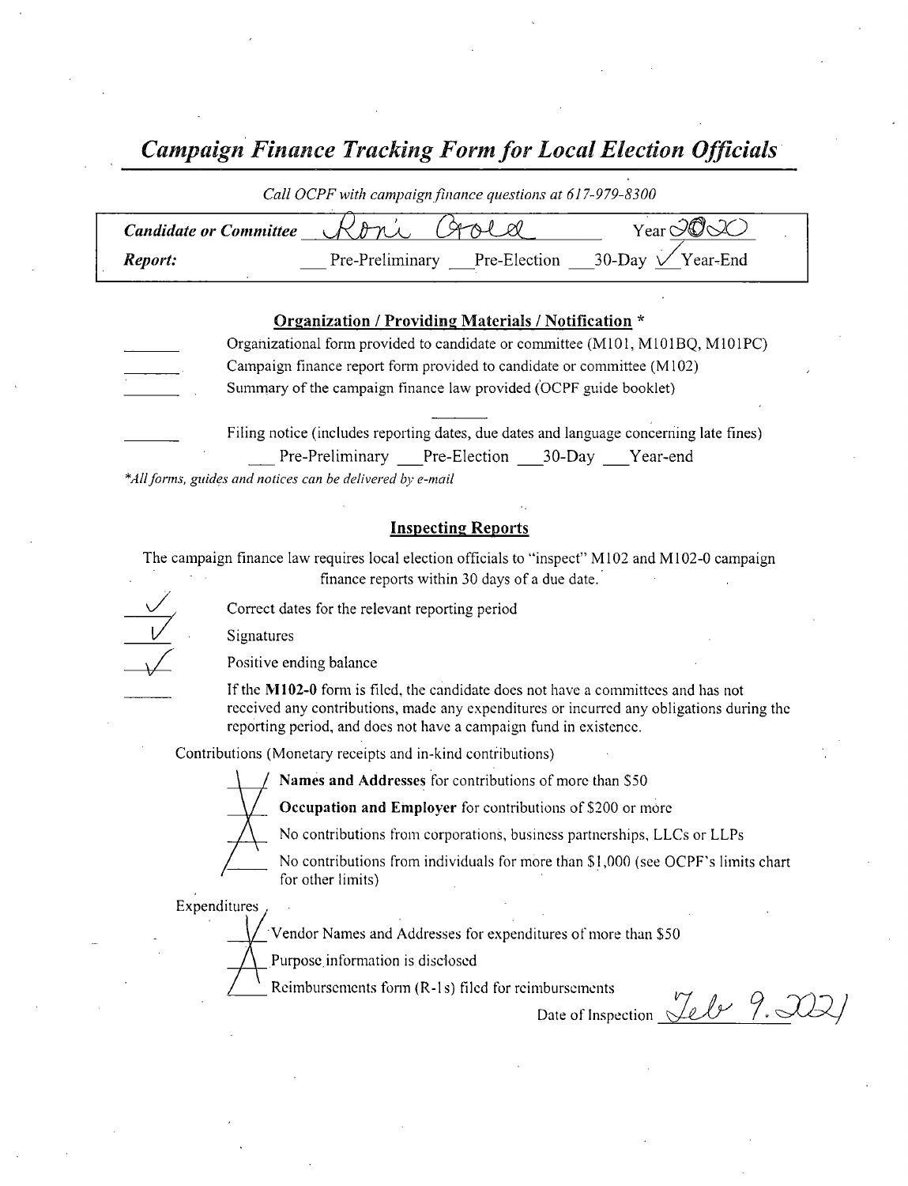# *Campaign Finance Tracking Form for Local Election Officials*

*Call OCPF with campaign finance questions at 617-979-8300*

| | | |
|---|---|---|
| ***Candidate or Committee*** | Roni Gold | Year 2020 |
| ***Report:*** | ___ Pre-Preliminary ___ Pre-Election ___ 30-Day ✓ Year-End | |

### Organization / Providing Materials / Notification *

- ______ Organizational form provided to candidate or committee (M101, M101BQ, M101PC)
- ______ Campaign finance report form provided to candidate or committee (M102)
- ______ Summary of the campaign finance law provided (OCPF guide booklet)
- ______ Filing notice (includes reporting dates, due dates and language concerning late fines)
  ___ Pre-Preliminary ___ Pre-Election ___ 30-Day ___ Year-end

*\*All forms, guides and notices can be delivered by e-mail*

### Inspecting Reports

The campaign finance law requires local election officials to "inspect" M102 and M102-0 campaign finance reports within 30 days of a due date.

- ✓ Correct dates for the relevant reporting period
- ✓ Signatures
- ✓ Positive ending balance
- ______ If the **M102-0** form is filed, the candidate does not have a committees and has not received any contributions, made any expenditures or incurred any obligations during the reporting period, and does not have a campaign fund in existence.

Contributions (Monetary receipts and in-kind contributions)

- X **Names and Addresses** for contributions of more than $50
- X **Occupation and Employer** for contributions of $200 or more
- X No contributions from corporations, business partnerships, LLCs or LLPs
- X No contributions from individuals for more than $1,000 (see OCPF's limits chart for other limits)

Expenditures

- X Vendor Names and Addresses for expenditures of more than $50
- X Purpose information is disclosed
- X Reimbursements form (R-1s) filed for reimbursements

Date of Inspection Feb 9. 2021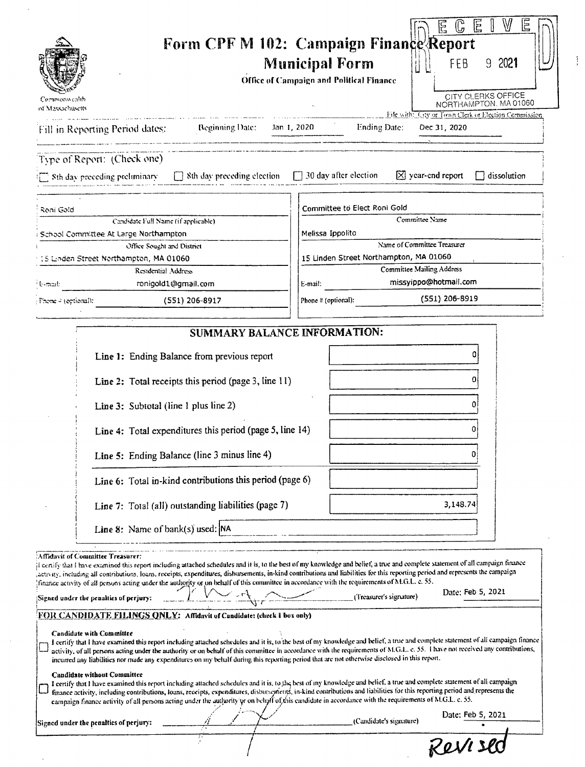Commonwealth of Massachusetts

# Form CPF M 102: Campaign Finance Report

## Municipal Form

Office of Campaign and Political Finance

RECEIVED
FEB 9 2021
CITY CLERKS OFFICE
NORTHAMPTON, MA 01060

File with: City or Town Clerk or Election Commission

Fill in Reporting Period dates: Beginning Date: Jan 1, 2020 Ending Date: Dec 31, 2020

Type of Report: (Check one)

- ☐ 8th day preceding preliminary
- ☐ 8th day preceding election
- ☐ 30 day after election
- ☒ year-end report
- ☐ dissolution

| | |
|---|---|
| Roni Gold | Committee to Elect Roni Gold |
| Candidate Full Name (if applicable) | Committee Name |
| School Committee At Large Northampton | Melissa Ippolito |
| Office Sought and District | Name of Committee Treasurer |
| 15 Linden Street Northampton, MA 01060 | 15 Linden Street Northampton, MA 01060 |
| Residential Address | Committee Mailing Address |
| E-mail: ronigold1@gmail.com | E-mail: missyippo@hotmail.com |
| Phone # (optional): (551) 206-8917 | Phone # (optional): (551) 206-8919 |

## SUMMARY BALANCE INFORMATION:

| | |
|---|---|
| Line 1: Ending Balance from previous report | 0 |
| Line 2: Total receipts this period (page 3, line 11) | 0 |
| Line 3: Subtotal (line 1 plus line 2) | 0 |
| Line 4: Total expenditures this period (page 5, line 14) | 0 |
| Line 5: Ending Balance (line 3 minus line 4) | 0 |
| Line 6: Total in-kind contributions this period (page 6) | |
| Line 7: Total (all) outstanding liabilities (page 7) | 3,148.74 |
| Line 8: Name of bank(s) used: | NA |

**Affidavit of Committee Treasurer:**
I certify that I have examined this report including attached schedules and it is, to the best of my knowledge and belief, a true and complete statement of all campaign finance activity, including all contributions, loans, receipts, expenditures, disbursements, in-kind contributions and liabilities for this reporting period and represents the campaign finance activity of all persons acting under the authority or on behalf of this committee in accordance with the requirements of M.G.L. c. 55.

Signed under the penalties of perjury: [signature] (Treasurer's signature) Date: Feb 5, 2021

**FOR CANDIDATE FILINGS ONLY: Affidavit of Candidate: (check 1 box only)**

**Candidate with Committee**
☐ I certify that I have examined this report including attached schedules and it is, to the best of my knowledge and belief, a true and complete statement of all campaign finance activity, of all persons acting under the authority or on behalf of this committee in accordance with the requirements of M.G.L. c. 55. I have not received any contributions, incurred any liabilities nor made any expenditures on my behalf during this reporting period that are not otherwise disclosed in this report.

**Candidate without Committee**
☐ I certify that I have examined this report including attached schedules and it is, to the best of my knowledge and belief, a true and complete statement of all campaign finance activity, including contributions, loans, receipts, expenditures, disbursements, in-kind contributions and liabilities for this reporting period and represents the campaign finance activity of all persons acting under the authority or on behalf of this candidate in accordance with the requirements of M.G.L. c. 55.

Signed under the penalties of perjury: [signature] (Candidate's signature) Date: Feb 5, 2021

Revised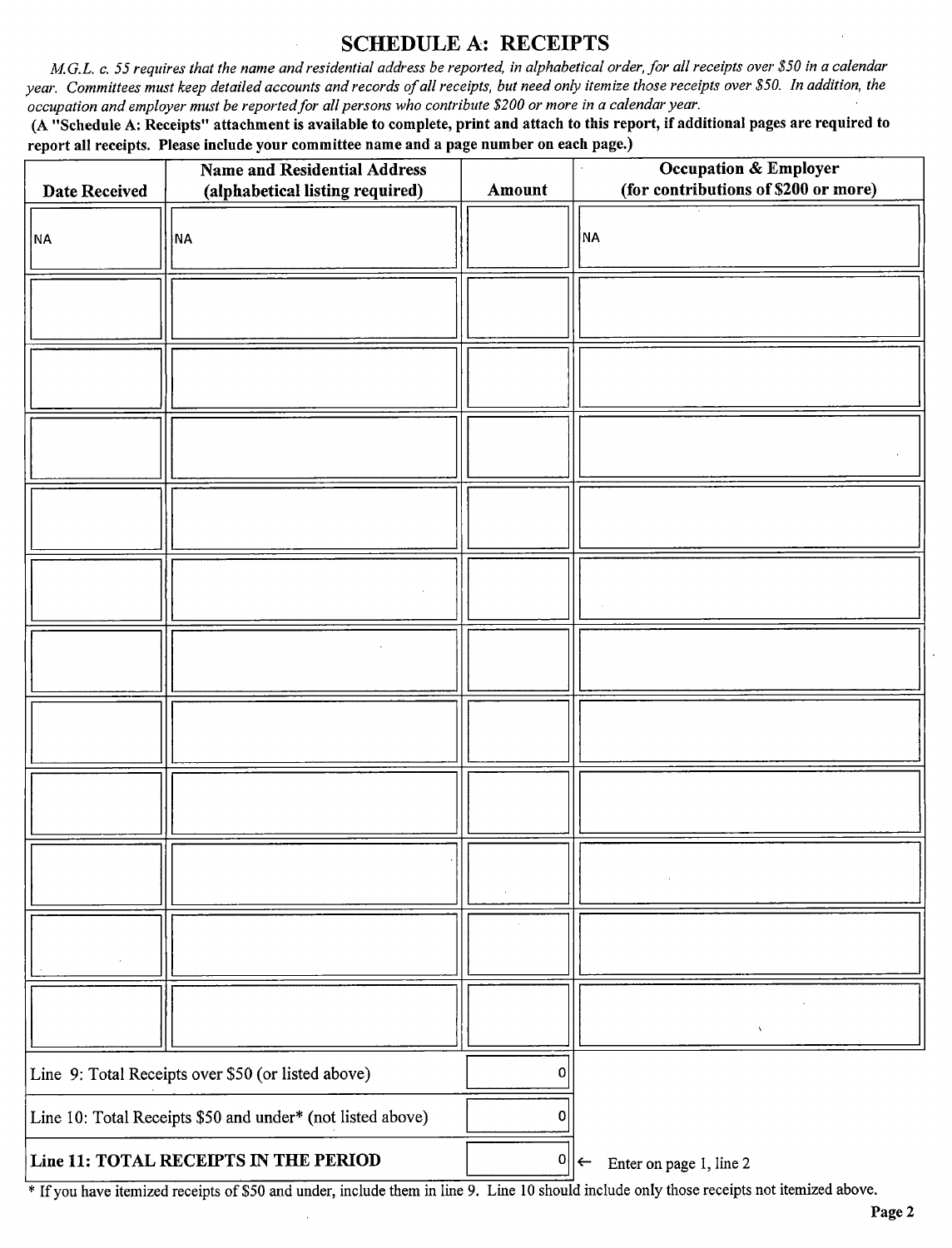## SCHEDULE A: RECEIPTS

*M.G.L. c. 55 requires that the name and residential address be reported, in alphabetical order, for all receipts over $50 in a calendar year. Committees must keep detailed accounts and records of all receipts, but need only itemize those receipts over $50. In addition, the occupation and employer must be reported for all persons who contribute $200 or more in a calendar year.*

**(A "Schedule A: Receipts" attachment is available to complete, print and attach to this report, if additional pages are required to report all receipts. Please include your committee name and a page number on each page.)**

| Date Received | Name and Residential Address (alphabetical listing required) | Amount | Occupation & Employer (for contributions of $200 or more) |
|---|---|---|---|
| NA | NA | | NA |
| | | | |
| | | | |
| | | | |
| | | | |
| | | | |
| | | | |
| | | | |
| | | | |
| | | | |
| | | | |
| | | | |
| Line 9: Total Receipts over $50 (or listed above) | | 0 | |
| Line 10: Total Receipts $50 and under* (not listed above) | | 0 | |
| **Line 11: TOTAL RECEIPTS IN THE PERIOD** | | 0 | ← Enter on page 1, line 2 |

* If you have itemized receipts of $50 and under, include them in line 9. Line 10 should include only those receipts not itemized above.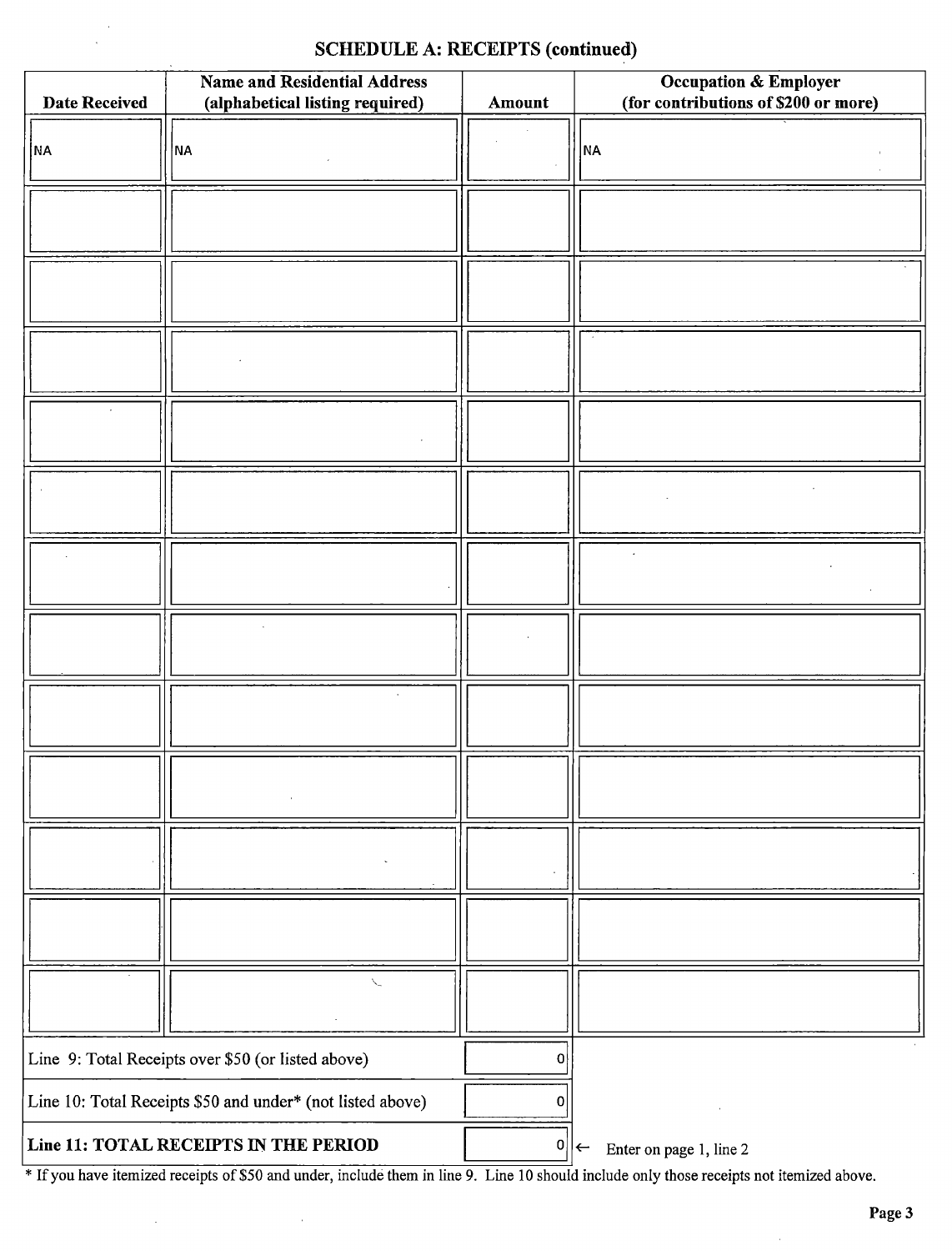## SCHEDULE A: RECEIPTS (continued)

| Date Received | Name and Residential Address (alphabetical listing required) | Amount | Occupation & Employer (for contributions of $200 or more) |
|---|---|---|---|
| NA | NA | | NA |
| | | | |
| | | | |
| | | | |
| | | | |
| | | | |
| | | | |
| | | | |
| | | | |
| | | | |
| | | | |
| | | | |
| | | | |

| | | |
|---|---|---|
| Line 9: Total Receipts over $50 (or listed above) | 0 | |
| Line 10: Total Receipts $50 and under* (not listed above) | 0 | |
| **Line 11: TOTAL RECEIPTS IN THE PERIOD** | 0 | ← Enter on page 1, line 2 |

* If you have itemized receipts of $50 and under, include them in line 9. Line 10 should include only those receipts not itemized above.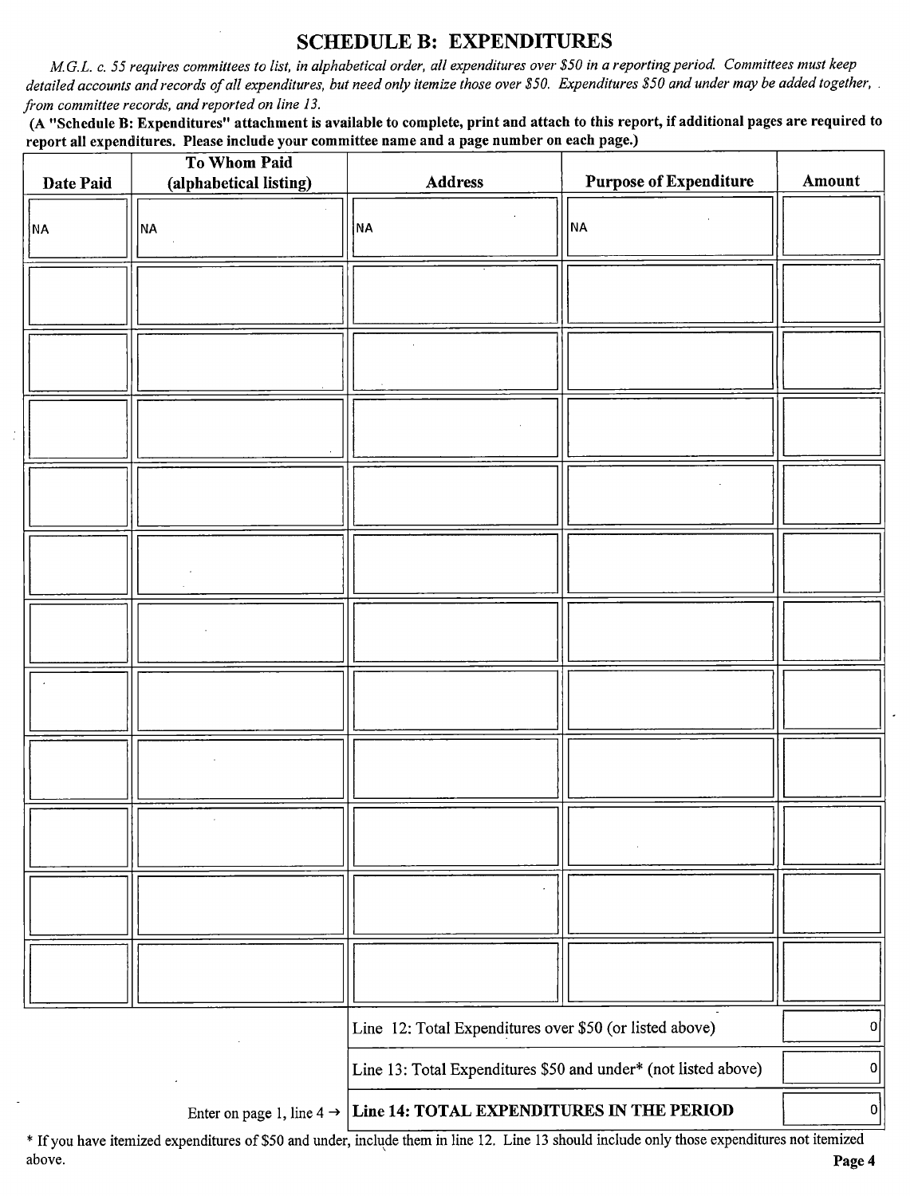## SCHEDULE B: EXPENDITURES

*M.G.L. c. 55 requires committees to list, in alphabetical order, all expenditures over $50 in a reporting period. Committees must keep detailed accounts and records of all expenditures, but need only itemize those over $50. Expenditures $50 and under may be added together, from committee records, and reported on line 13.*

**(A "Schedule B: Expenditures" attachment is available to complete, print and attach to this report, if additional pages are required to report all expenditures. Please include your committee name and a page number on each page.)**

| Date Paid | To Whom Paid (alphabetical listing) | Address | Purpose of Expenditure | Amount |
|---|---|---|---|---|
| NA | NA | NA | NA | |
| | | | | |
| | | | | |
| | | | | |
| | | | | |
| | | | | |
| | | | | |
| | | | | |
| | | | | |
| | | | | |
| | | | | |
| | | | | |
| | | Line 12: Total Expenditures over $50 (or listed above) | | 0 |
| | | Line 13: Total Expenditures $50 and under* (not listed above) | | 0 |
| | Enter on page 1, line 4 → | **Line 14: TOTAL EXPENDITURES IN THE PERIOD** | | 0 |

* If you have itemized expenditures of $50 and under, include them in line 12. Line 13 should include only those expenditures not itemized above.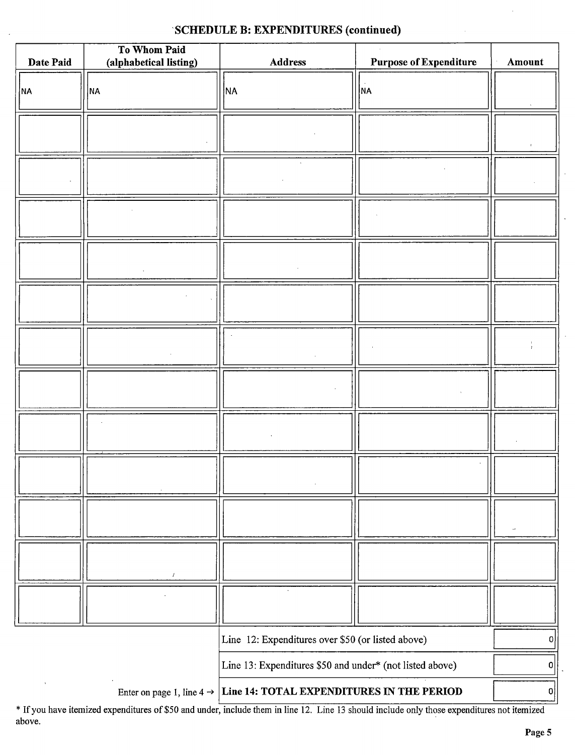## SCHEDULE B: EXPENDITURES (continued)

| Date Paid | To Whom Paid (alphabetical listing) | Address | Purpose of Expenditure | Amount |
|---|---|---|---|---|
| NA | NA | NA | NA | |
| | | | | |
| | | | | |
| | | | | |
| | | | | |
| | | | | |
| | | | | |
| | | | | |
| | | | | |
| | | | | |
| | | | | |
| | | | | |
| | | | | |

| | | |
|---|---|---|
| | Line 12: Expenditures over $50 (or listed above) | 0 |
| | Line 13: Expenditures $50 and under* (not listed above) | 0 |
| Enter on page 1, line 4 → | **Line 14: TOTAL EXPENDITURES IN THE PERIOD** | 0 |

* If you have itemized expenditures of $50 and under, include them in line 12. Line 13 should include only those expenditures not itemized above.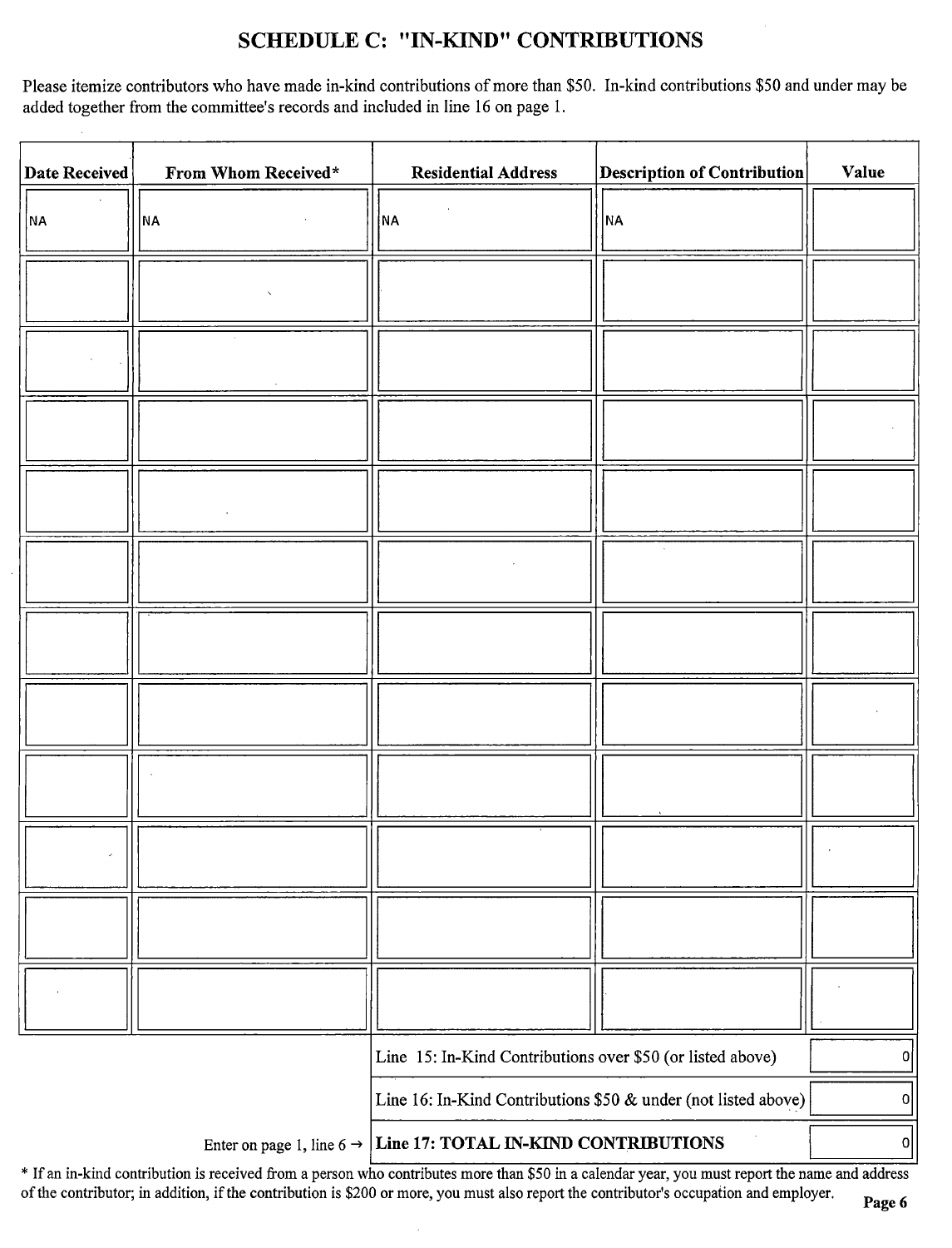# SCHEDULE C: "IN-KIND" CONTRIBUTIONS

Please itemize contributors who have made in-kind contributions of more than $50. In-kind contributions $50 and under may be added together from the committee's records and included in line 16 on page 1.

| Date Received | From Whom Received* | Residential Address | Description of Contribution | Value |
|---|---|---|---|---|
| NA | NA | NA | NA | |
| | | | | |
| | | | | |
| | | | | |
| | | | | |
| | | | | |
| | | | | |
| | | | | |
| | | | | |
| | | | | |
| | | | | |
| | | | | |

| | |
|---|---|
| Line 15: In-Kind Contributions over $50 (or listed above) | 0 |
| Line 16: In-Kind Contributions $50 & under (not listed above) | 0 |
| Enter on page 1, line 6 → **Line 17: TOTAL IN-KIND CONTRIBUTIONS** | 0 |

* If an in-kind contribution is received from a person who contributes more than $50 in a calendar year, you must report the name and address of the contributor; in addition, if the contribution is $200 or more, you must also report the contributor's occupation and employer.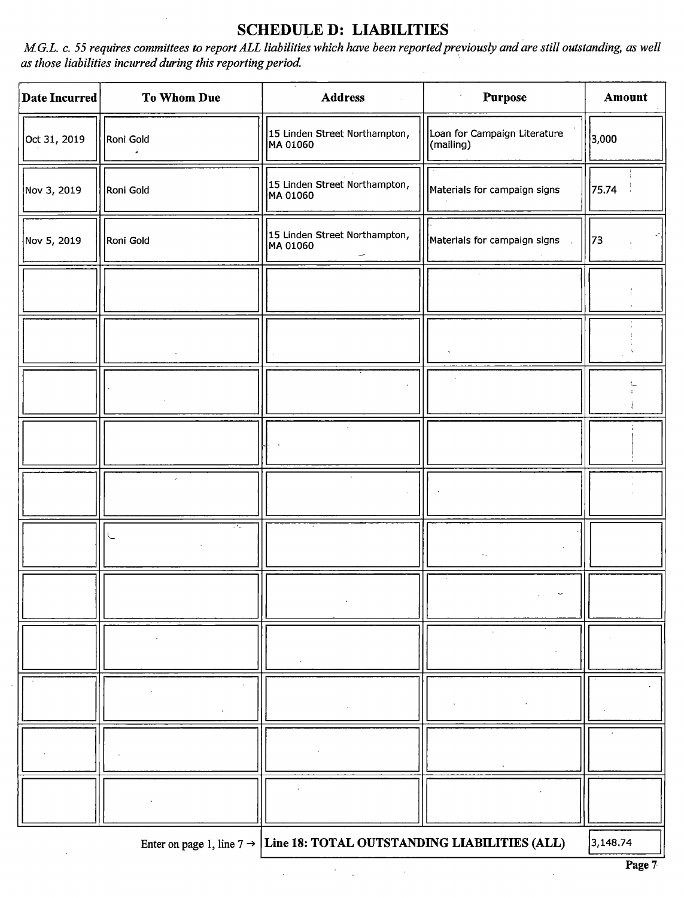## SCHEDULE D: LIABILITIES

*M.G.L. c. 55 requires committees to report ALL liabilities which have been reported previously and are still outstanding, as well as those liabilities incurred during this reporting period.*

| Date Incurred | To Whom Due | Address | Purpose | Amount |
|---|---|---|---|---|
| Oct 31, 2019 | Roni Gold | 15 Linden Street Northampton, MA 01060 | Loan for Campaign Literature (mailing) | 3,000 |
| Nov 3, 2019 | Roni Gold | 15 Linden Street Northampton, MA 01060 | Materials for campaign signs | 75.74 |
| Nov 5, 2019 | Roni Gold | 15 Linden Street Northampton, MA 01060 | Materials for campaign signs | 73 |
| | | | | |
| | | | | |
| | | | | |
| | | | | |
| | | | | |
| | | | | |
| | | | | |
| | | | | |
| | | | | |
| | | | | |
| | | | | |

Enter on page 1, line 7 → **Line 18: TOTAL OUTSTANDING LIABILITIES (ALL)** 3,148.74